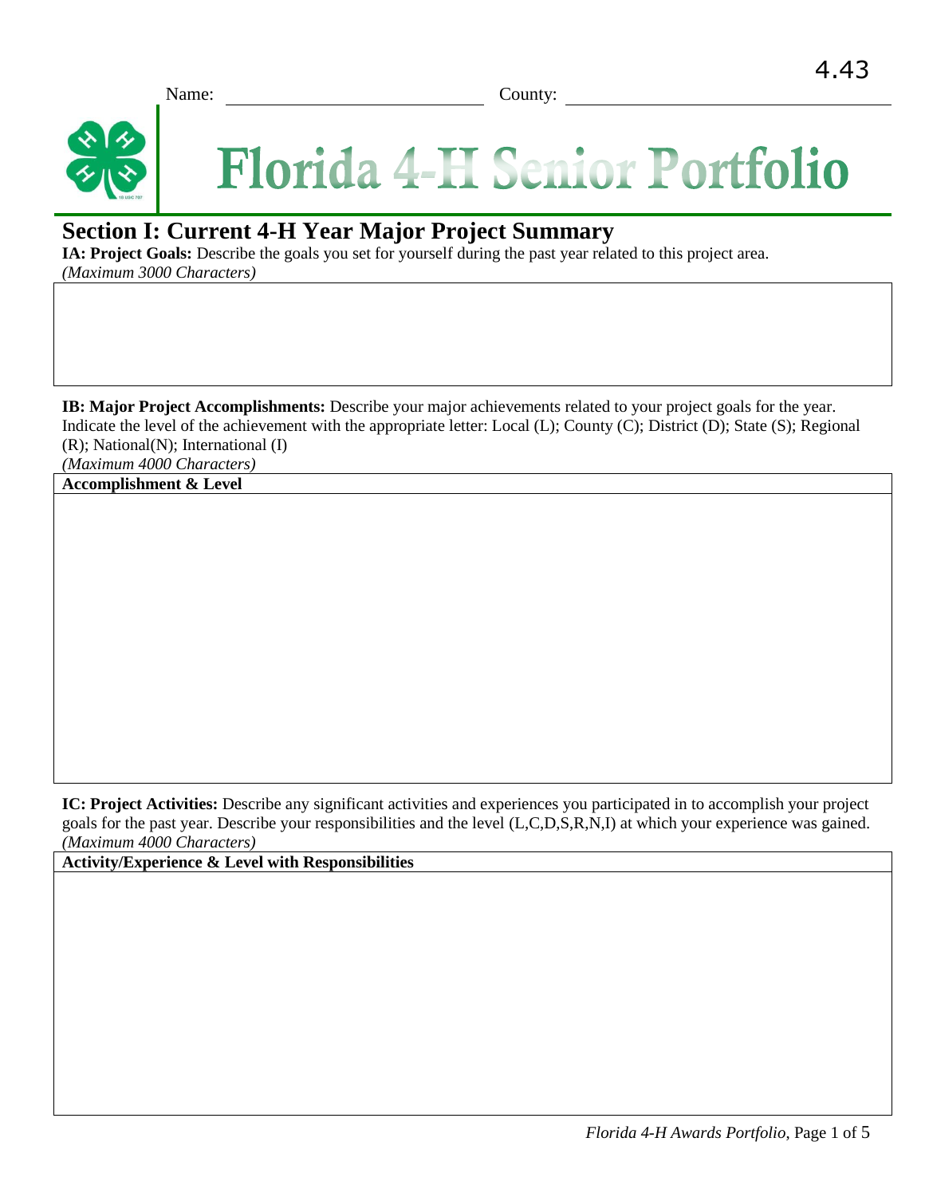4.43

Name: ______________________ County: ______________________

# Florida 4-H Senior Portfolio

## Section I: Current 4-H Year Major Project Summary

**IA: Project Goals:** Describe the goals you set for yourself during the past year related to this project area.
*(Maximum 3000 Characters)*

| |
|---|
| |

**IB: Major Project Accomplishments:** Describe your major achievements related to your project goals for the year. Indicate the level of the achievement with the appropriate letter: Local (L); County (C); District (D); State (S); Regional (R); National(N); International (I)
*(Maximum 4000 Characters)*

| **Accomplishment & Level** |
|---|
| |

**IC: Project Activities:** Describe any significant activities and experiences you participated in to accomplish your project goals for the past year. Describe your responsibilities and the level (L,C,D,S,R,N,I) at which your experience was gained.
*(Maximum 4000 Characters)*

| **Activity/Experience & Level with Responsibilities** |
|---|
| |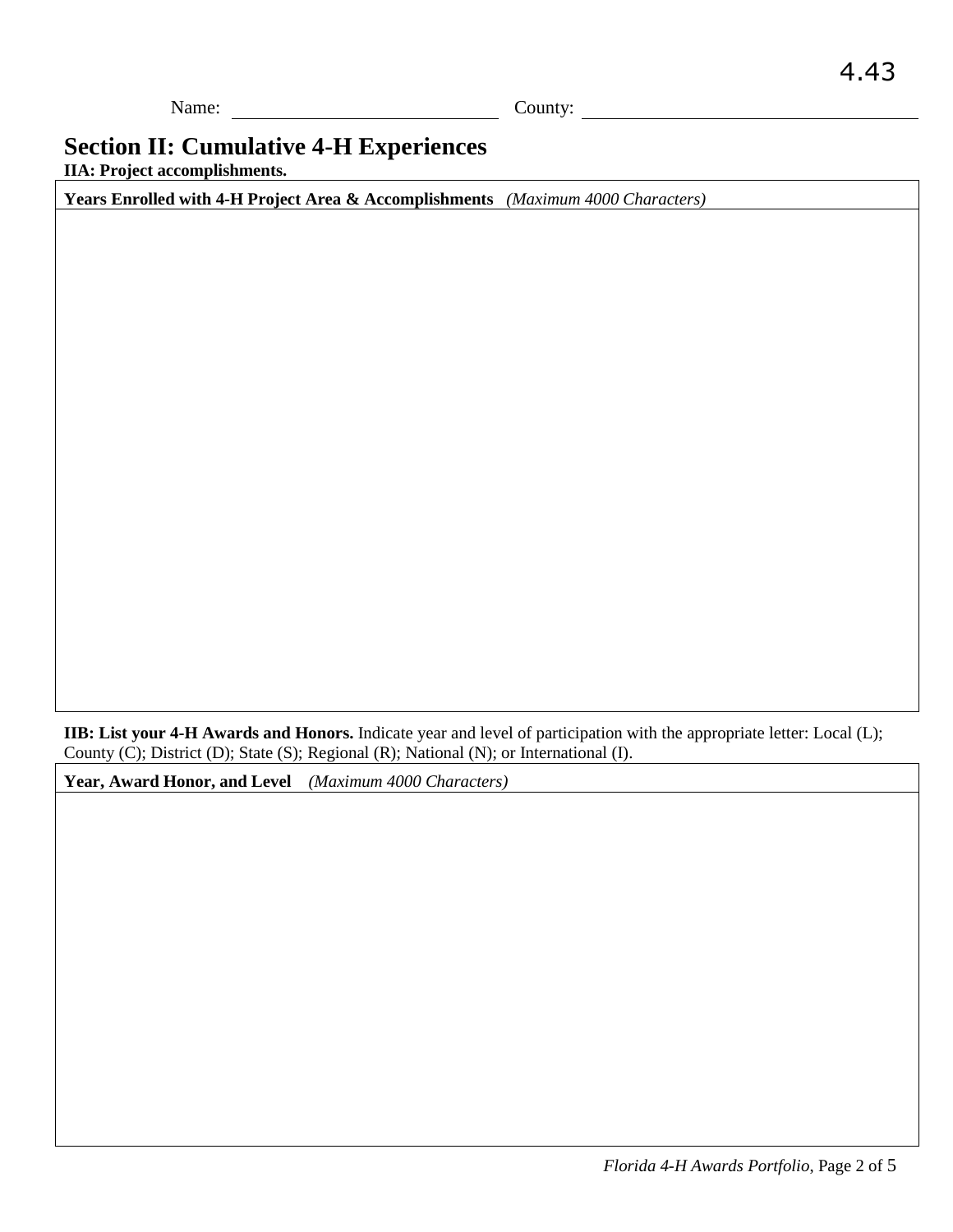4.43

Name: ______________________ County: ______________________

## Section II: Cumulative 4-H Experiences

**IIA: Project accomplishments.**

| **Years Enrolled with 4-H Project Area & Accomplishments** *(Maximum 4000 Characters)* |
|---|
| |

**IIB: List your 4-H Awards and Honors.** Indicate year and level of participation with the appropriate letter: Local (L); County (C); District (D); State (S); Regional (R); National (N); or International (I).

| **Year, Award Honor, and Level** *(Maximum 4000 Characters)* |
|---|
| |

*Florida 4-H Awards Portfolio*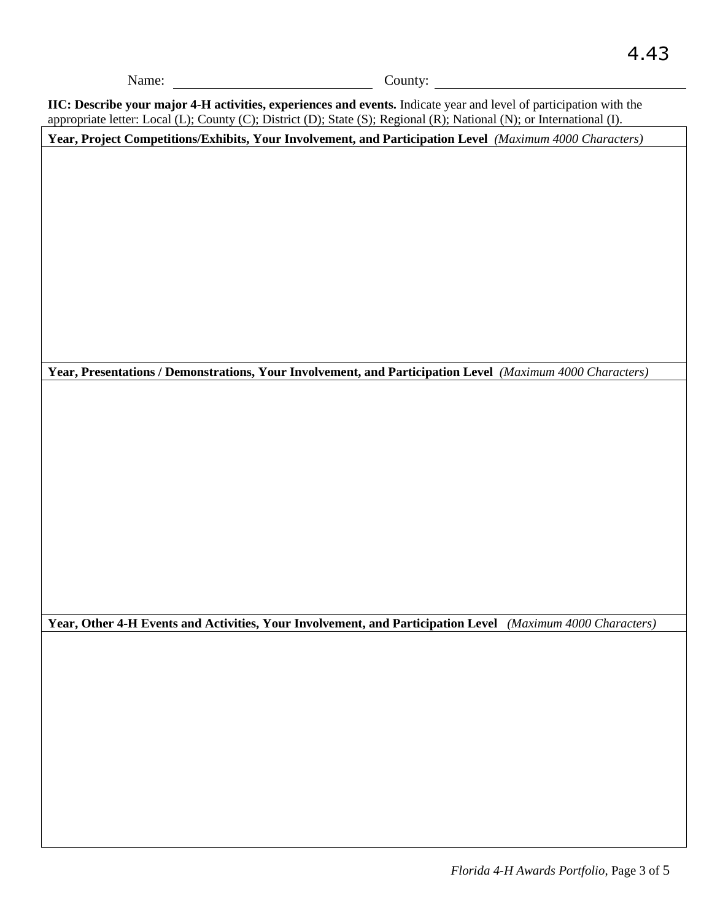4.43

Name: ______________________ County: ______________________

**IIC: Describe your major 4-H activities, experiences and events.** Indicate year and level of participation with the appropriate letter: Local (L); County (C); District (D); State (S); Regional (R); National (N); or International (I).

| **Year, Project Competitions/Exhibits, Your Involvement, and Participation Level** *(Maximum 4000 Characters)* |
|---|
| |

| **Year, Presentations / Demonstrations, Your Involvement, and Participation Level** *(Maximum 4000 Characters)* |
|---|
| |

| **Year, Other 4-H Events and Activities, Your Involvement, and Participation Level** *(Maximum 4000 Characters)* |
|---|
| |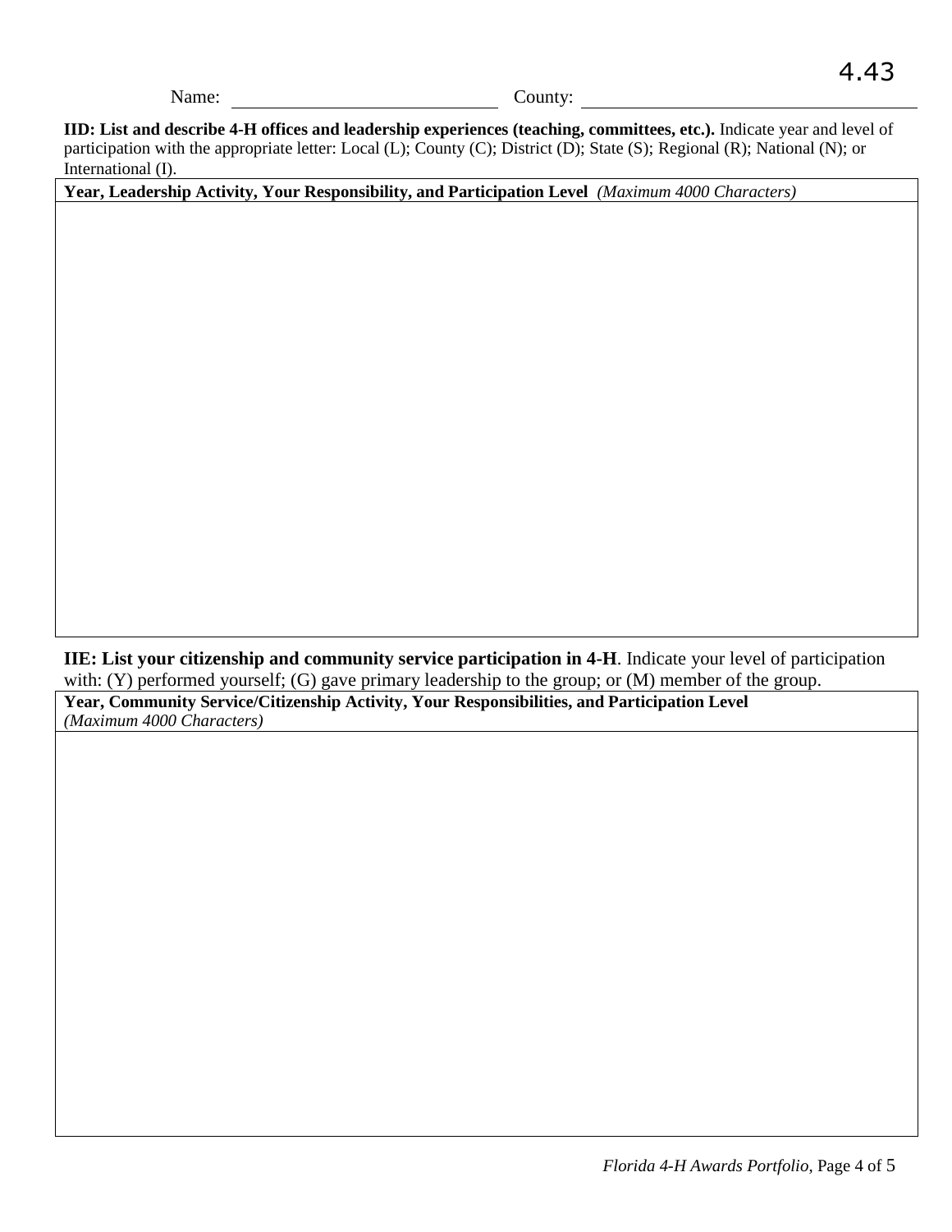4.43

Name: \_\_\_\_\_\_\_\_\_\_\_\_\_\_\_\_\_\_\_\_\_\_\_\_\_\_\_\_ County: \_\_\_\_\_\_\_\_\_\_\_\_\_\_\_\_\_\_\_\_\_\_\_\_\_\_\_\_\_\_\_\_\_\_

**IID: List and describe 4-H offices and leadership experiences (teaching, committees, etc.).** Indicate year and level of participation with the appropriate letter: Local (L); County (C); District (D); State (S); Regional (R); National (N); or International (I).

| **Year, Leadership Activity, Your Responsibility, and Participation Level** *(Maximum 4000 Characters)* |
|---|
| |

**IIE: List your citizenship and community service participation in 4-H**. Indicate your level of participation with: (Y) performed yourself; (G) gave primary leadership to the group; or (M) member of the group.

| **Year, Community Service/Citizenship Activity, Your Responsibilities, and Participation Level** *(Maximum 4000 Characters)* |
|---|
| |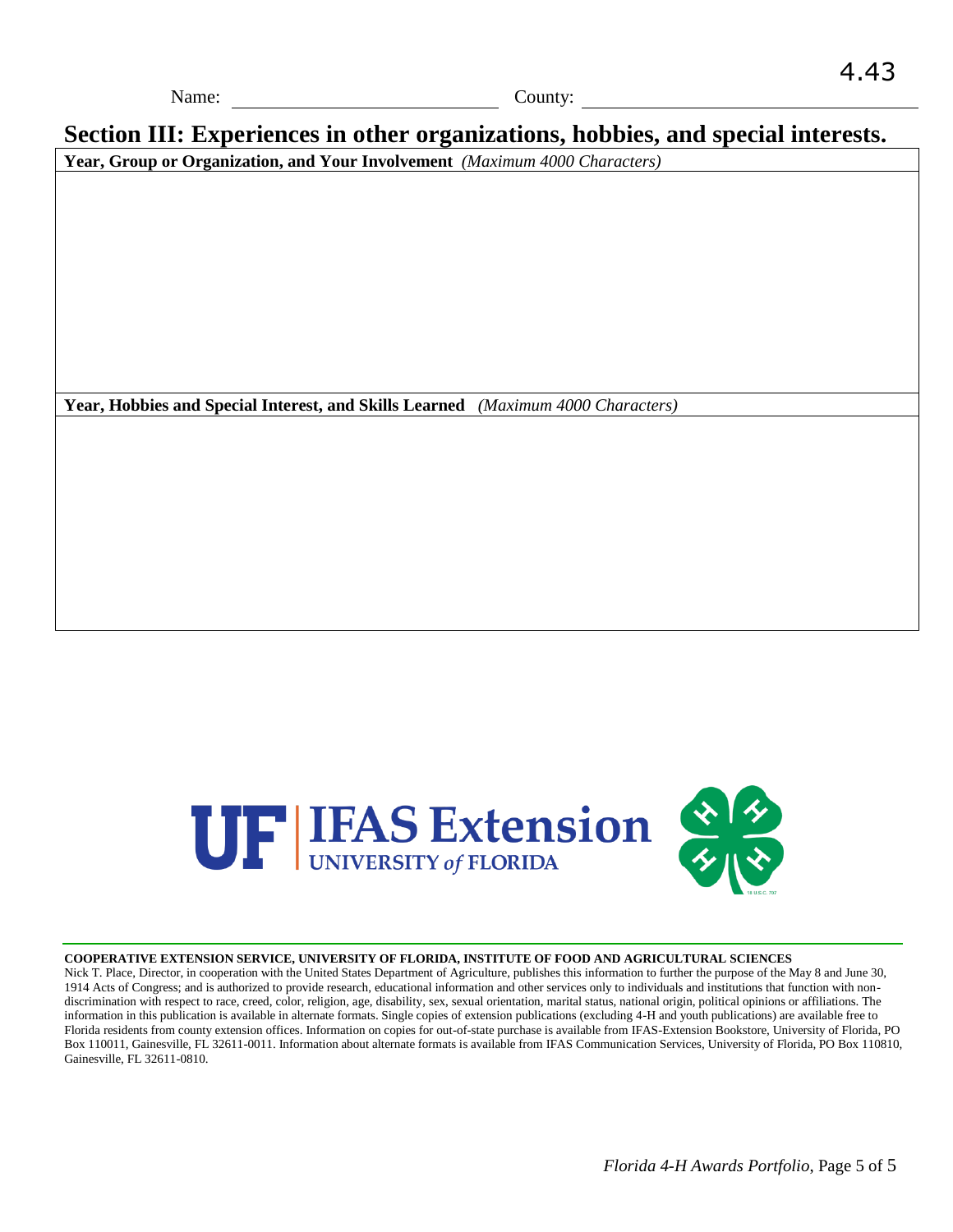4.43

Name: ______________________ County: ______________________

## Section III: Experiences in other organizations, hobbies, and special interests.

| **Year, Group or Organization, and Your Involvement** *(Maximum 4000 Characters)* |
| --- |
| |

| **Year, Hobbies and Special Interest, and Skills Learned** *(Maximum 4000 Characters)* |
| --- |
| |

**COOPERATIVE EXTENSION SERVICE, UNIVERSITY OF FLORIDA, INSTITUTE OF FOOD AND AGRICULTURAL SCIENCES**

Nick T. Place, Director, in cooperation with the United States Department of Agriculture, publishes this information to further the purpose of the May 8 and June 30, 1914 Acts of Congress; and is authorized to provide research, educational information and other services only to individuals and institutions that function with non-discrimination with respect to race, creed, color, religion, age, disability, sex, sexual orientation, marital status, national origin, political opinions or affiliations. The information in this publication is available in alternate formats. Single copies of extension publications (excluding 4-H and youth publications) are available free to Florida residents from county extension offices. Information on copies for out-of-state purchase is available from IFAS-Extension Bookstore, University of Florida, PO Box 110011, Gainesville, FL 32611-0011. Information about alternate formats is available from IFAS Communication Services, University of Florida, PO Box 110810, Gainesville, FL 32611-0810.